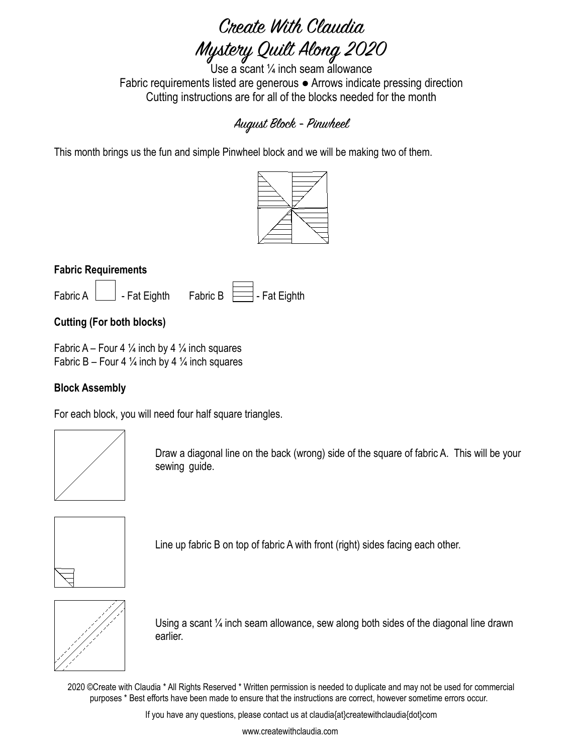# Create With Claudia
# Mystery Quilt Along 2020

Use a scant ¼ inch seam allowance
Fabric requirements listed are generous ● Arrows indicate pressing direction
Cutting instructions are for all of the blocks needed for the month

## August Block - Pinwheel

This month brings us the fun and simple Pinwheel block and we will be making two of them.

**Fabric Requirements**

Fabric A - Fat Eighth Fabric B - Fat Eighth

**Cutting (For both blocks)**

Fabric A – Four 4 ¼ inch by 4 ¼ inch squares
Fabric B – Four 4 ¼ inch by 4 ¼ inch squares

**Block Assembly**

For each block, you will need four half square triangles.

Draw a diagonal line on the back (wrong) side of the square of fabric A. This will be your sewing guide.

Line up fabric B on top of fabric A with front (right) sides facing each other.

Using a scant ¼ inch seam allowance, sew along both sides of the diagonal line drawn earlier.

2020 ©Create with Claudia * All Rights Reserved * Written permission is needed to duplicate and may not be used for commercial purposes * Best efforts have been made to ensure that the instructions are correct, however sometime errors occur.

If you have any questions, please contact us at claudia{at}createwithclaudia{dot}com

www.createwithclaudia.com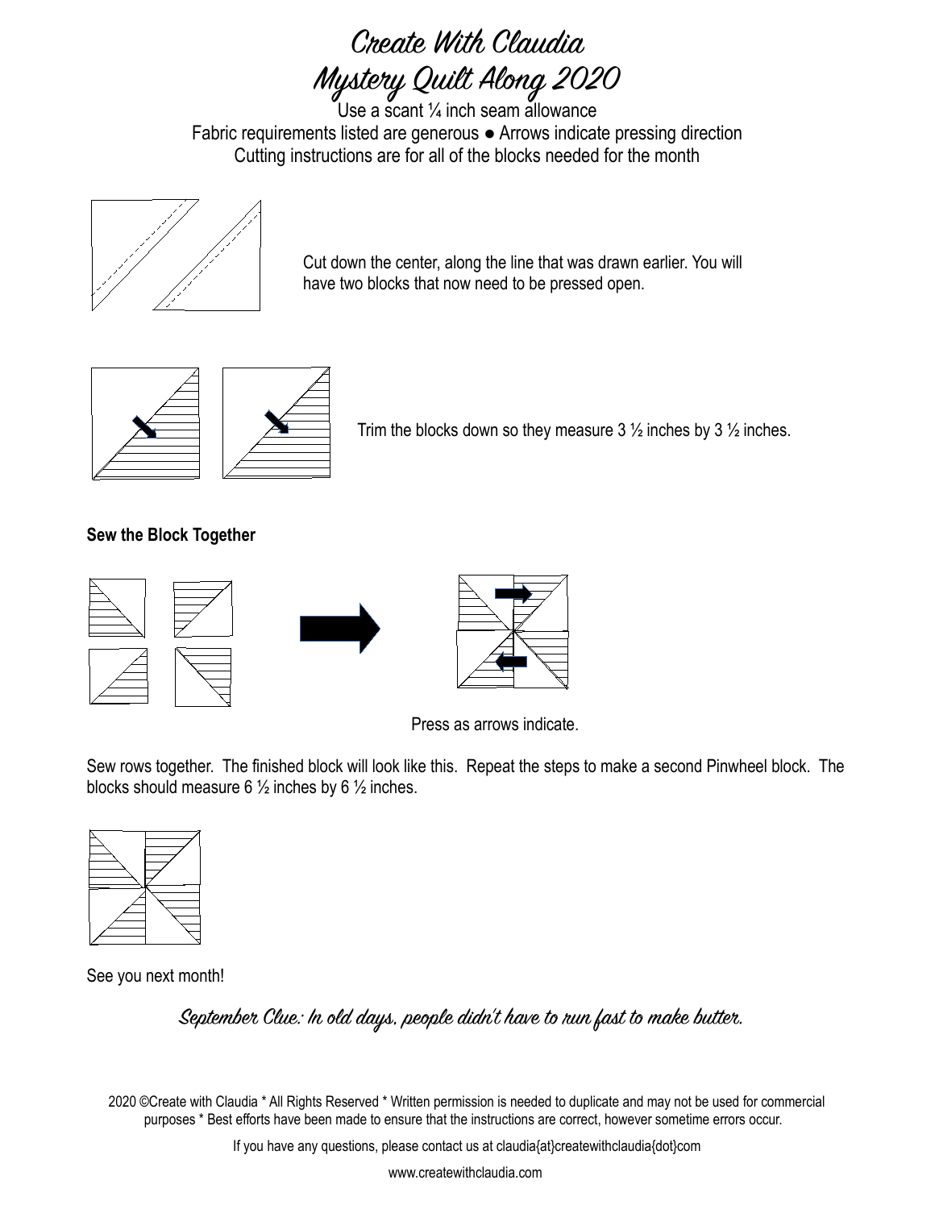# Create With Claudia
# Mystery Quilt Along 2020

Use a scant ¼ inch seam allowance
Fabric requirements listed are generous ● Arrows indicate pressing direction
Cutting instructions are for all of the blocks needed for the month

Cut down the center, along the line that was drawn earlier. You will have two blocks that now need to be pressed open.

Trim the blocks down so they measure 3 ½ inches by 3 ½ inches.

**Sew the Block Together**

Press as arrows indicate.

Sew rows together. The finished block will look like this. Repeat the steps to make a second Pinwheel block. The blocks should measure 6 ½ inches by 6 ½ inches.

See you next month!

*September Clue: In old days, people didn't have to run fast to make butter.*

2020 ©Create with Claudia * All Rights Reserved * Written permission is needed to duplicate and may not be used for commercial purposes * Best efforts have been made to ensure that the instructions are correct, however sometime errors occur.

If you have any questions, please contact us at claudia{at}createwithclaudia{dot}com

www.createwithclaudia.com